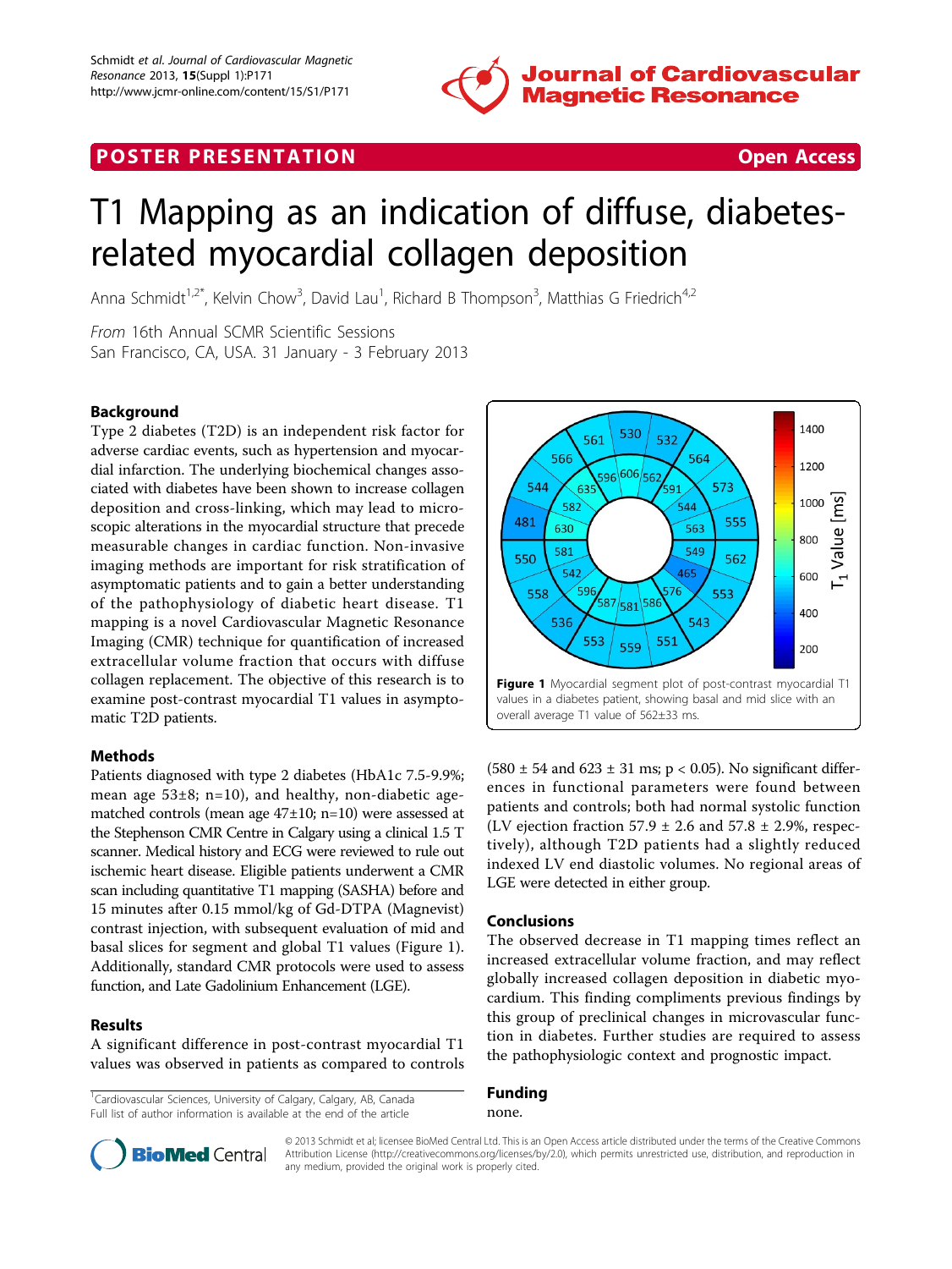POSTER PRESENTATION Open Access

# T1 Mapping as an indication of diffuse, diabetes-related myocardial collagen deposition

Anna Schmidt[1,2*], Kelvin Chow[3], David Lau[1], Richard B Thompson[3], Matthias G Friedrich[4,2]

*From* 16th Annual SCMR Scientific Sessions
San Francisco, CA, USA. 31 January - 3 February 2013

## Background

Type 2 diabetes (T2D) is an independent risk factor for adverse cardiac events, such as hypertension and myocardial infarction. The underlying biochemical changes associated with diabetes have been shown to increase collagen deposition and cross-linking, which may lead to microscopic alterations in the myocardial structure that precede measurable changes in cardiac function. Non-invasive imaging methods are important for risk stratification of asymptomatic patients and to gain a better understanding of the pathophysiology of diabetic heart disease. T1 mapping is a novel Cardiovascular Magnetic Resonance Imaging (CMR) technique for quantification of increased extracellular volume fraction that occurs with diffuse collagen replacement. The objective of this research is to examine post-contrast myocardial T1 values in asymptomatic T2D patients.

## Methods

Patients diagnosed with type 2 diabetes (HbA1c 7.5-9.9%; mean age 53±8; n=10), and healthy, non-diabetic age-matched controls (mean age 47±10; n=10) were assessed at the Stephenson CMR Centre in Calgary using a clinical 1.5 T scanner. Medical history and ECG were reviewed to rule out ischemic heart disease. Eligible patients underwent a CMR scan including quantitative T1 mapping (SASHA) before and 15 minutes after 0.15 mmol/kg of Gd-DTPA (Magnevist) contrast injection, with subsequent evaluation of mid and basal slices for segment and global T1 values (Figure 1). Additionally, standard CMR protocols were used to assess function, and Late Gadolinium Enhancement (LGE).

## Results

A significant difference in post-contrast myocardial T1 values was observed in patients as compared to controls (580 ± 54 and 623 ± 31 ms; $p < 0.05$). No significant differences in functional parameters were found between patients and controls; both had normal systolic function (LV ejection fraction 57.9 ± 2.6 and 57.8 ± 2.9%, respectively), although T2D patients had a slightly reduced indexed LV end diastolic volumes. No regional areas of LGE were detected in either group.

**Figure 1** Myocardial segment plot of post-contrast myocardial T1 values in a diabetes patient, showing basal and mid slice with an overall average T1 value of 562±33 ms.

## Conclusions

The observed decrease in T1 mapping times reflect an increased extracellular volume fraction, and may reflect globally increased collagen deposition in diabetic myocardium. This finding compliments previous findings by this group of preclinical changes in microvascular function in diabetes. Further studies are required to assess the pathophysiologic context and prognostic impact.

## Funding

none.

[1]Cardiovascular Sciences, University of Calgary, Calgary, AB, Canada
Full list of author information is available at the end of the article

© 2013 Schmidt et al; licensee BioMed Central Ltd. This is an Open Access article distributed under the terms of the Creative Commons Attribution License (http://creativecommons.org/licenses/by/2.0), which permits unrestricted use, distribution, and reproduction in any medium, provided the original work is properly cited.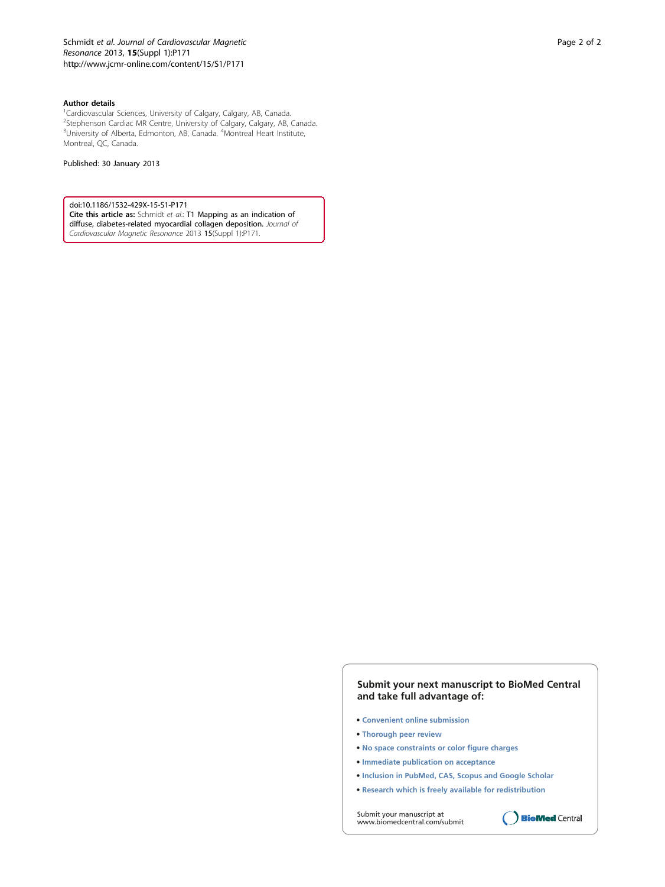#### Author details

[1]Cardiovascular Sciences, University of Calgary, Calgary, AB, Canada. [2]Stephenson Cardiac MR Centre, University of Calgary, Calgary, AB, Canada. [3]University of Alberta, Edmonton, AB, Canada. [4]Montreal Heart Institute, Montreal, QC, Canada.

Published: 30 January 2013

doi:10.1186/1532-429X-15-S1-P171

**Cite this article as:** Schmidt *et al.*: T1 Mapping as an indication of diffuse, diabetes-related myocardial collagen deposition. *Journal of Cardiovascular Magnetic Resonance* 2013 **15**(Suppl 1):P171.

**Submit your next manuscript to BioMed Central and take full advantage of:**

- **Convenient online submission**
- **Thorough peer review**
- **No space constraints or color figure charges**
- **Immediate publication on acceptance**
- **Inclusion in PubMed, CAS, Scopus and Google Scholar**
- **Research which is freely available for redistribution**

Submit your manuscript at www.biomedcentral.com/submit

BioMed Central